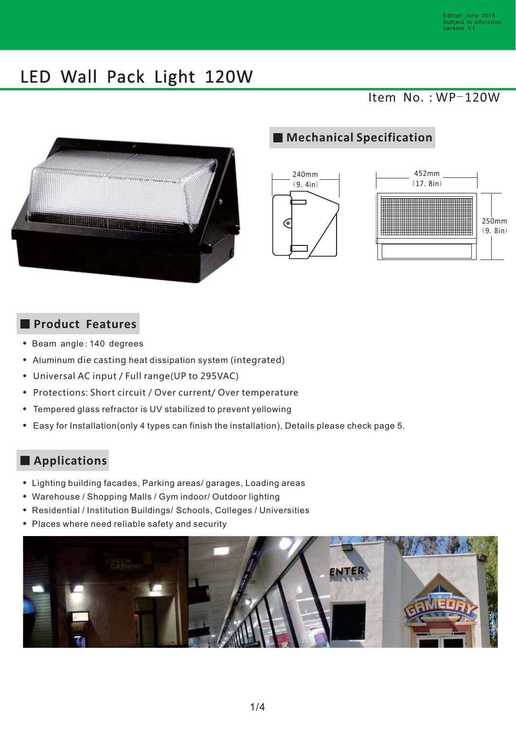Edition June 2015
Subject to alteration
Version: V1

# LED Wall Pack Light 120W

Item No. : WP-120W

## Mechanical Specification

240mm (9. 4in)

452mm (17. 8in)

250mm (9. 8in)

## Product Features

- Beam angle: 140 degrees
- Aluminum die casting heat dissipation system (integrated)
- Universal AC input / Full range(UP to 295VAC)
- Protections: Short circuit / Over current/ Over temperature
- Tempered glass refractor is UV stabilized to prevent yellowing
- Easy for Installation(only 4 types can finish the installation), Details please check page 5.

## Applications

- Lighting building facades, Parking areas/ garages, Loading areas
- Warehouse / Shopping Malls / Gym indoor/ Outdoor lighting
- Residential / Institution Buildings/ Schools, Colleges / Universities
- Places where need reliable safety and security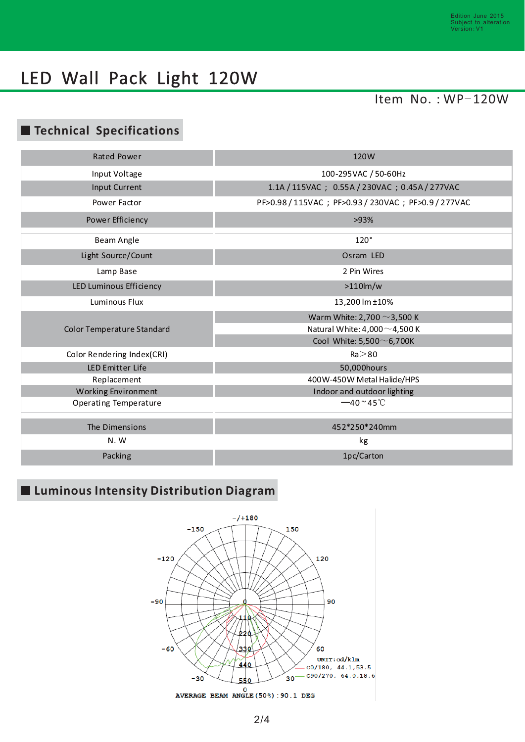# LED Wall Pack Light 120W

Item No. : WP−120W

## Technical Specifications

| Rated Power | 120W |
|---|---|
| Input Voltage | 100-295VAC / 50-60Hz |
| Input Current | 1.1A / 115VAC ; 0.55A / 230VAC ; 0.45A / 277VAC |
| Power Factor | PF>0.98 / 115VAC ; PF>0.93 / 230VAC ; PF>0.9 / 277VAC |
| Power Efficiency | >93% |
| Beam Angle | 120° |
| Light Source/Count | Osram LED |
| Lamp Base | 2 Pin Wires |
| LED Luminous Efficiency | >110lm/w |
| Luminous Flux | 13,200 lm ±10% |
| Color Temperature Standard | Warm White: 2,700 ～3,500 K |
| | Natural White: 4,000～4,500 K |
| | Cool White: 5,500～6,700K |
| Color Rendering Index(CRI) | Ra＞80 |
| LED Emitter Life | 50,000hours |
| Replacement | 400W-450W Metal Halide/HPS |
| Working Environment | Indoor and outdoor lighting |
| Operating Temperature | —40 ~ 45℃ |
| The Dimensions | 452*250*240mm |
| N. W | kg |
| Packing | 1pc/Carton |

## Luminous Intensity Distribution Diagram

-/+180, -150, 150, -120, 120, -90, 90, -60, 60, -30, 30, 0

0, 110, 220, 330, 440, 550

UNIT:cd/klm

C0/180, 44.1,53.5

C90/270, 64.0,18.6

AVERAGE BEAM ANGLE(50%):90.1 DEG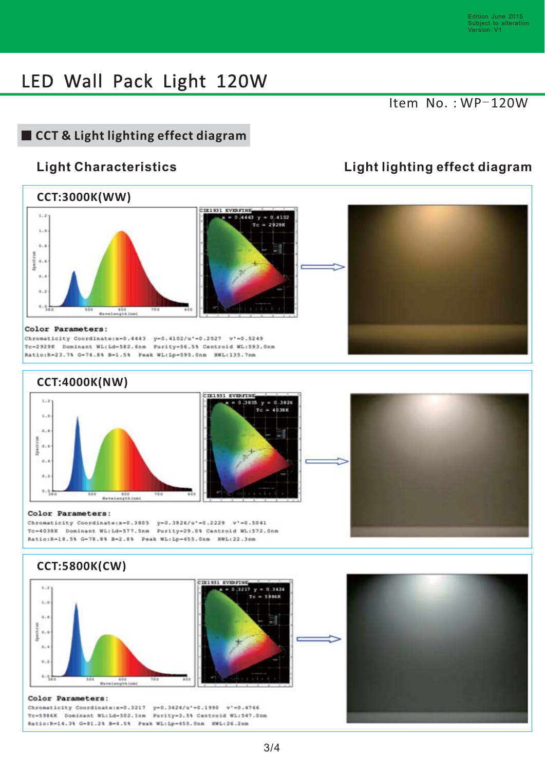# LED Wall Pack Light 120W

Item No. : WP–120W

## CCT & Light lighting effect diagram

**Light Characteristics** | **Light lighting effect diagram**

### CCT:3000K(WW)

**Color Parameters:**

Chromaticity Coordinate:x=0.4443 y=0.4102/u'=0.2527 v'=0.5249
Tc=2929K Dominant WL:Ld=582.6nm Purity=56.5% Centroid WL:593.0nm
Ratio:R=23.7% G=74.8% B=1.5% Peak WL:Lp=595.0nm HWL:135.7nm

### CCT:4000K(NW)

**Color Parameters:**

Chromaticity Coordinate:x=0.3805 y=0.3826/u'=0.2229 v'=0.5041
Tc=4038K Dominant WL:Ld=577.5nm Purity=29.0% Centroid WL:572.0nm
Ratio:R=18.5% G=78.8% B=2.8% Peak WL:Lp=455.0nm HWL:22.3nm

### CCT:5800K(CW)

**Color Parameters:**

Chromaticity Coordinate:x=0.3217 y=0.3424/u'=0.1990 v'=0.4766
Tc=5986K Dominant WL:Ld=502.1nm Purity=3.5% Centroid WL:547.0nm
Ratio:R=14.3% G=81.2% B=4.5% Peak WL:Lp=455.0nm HWL:26.2nm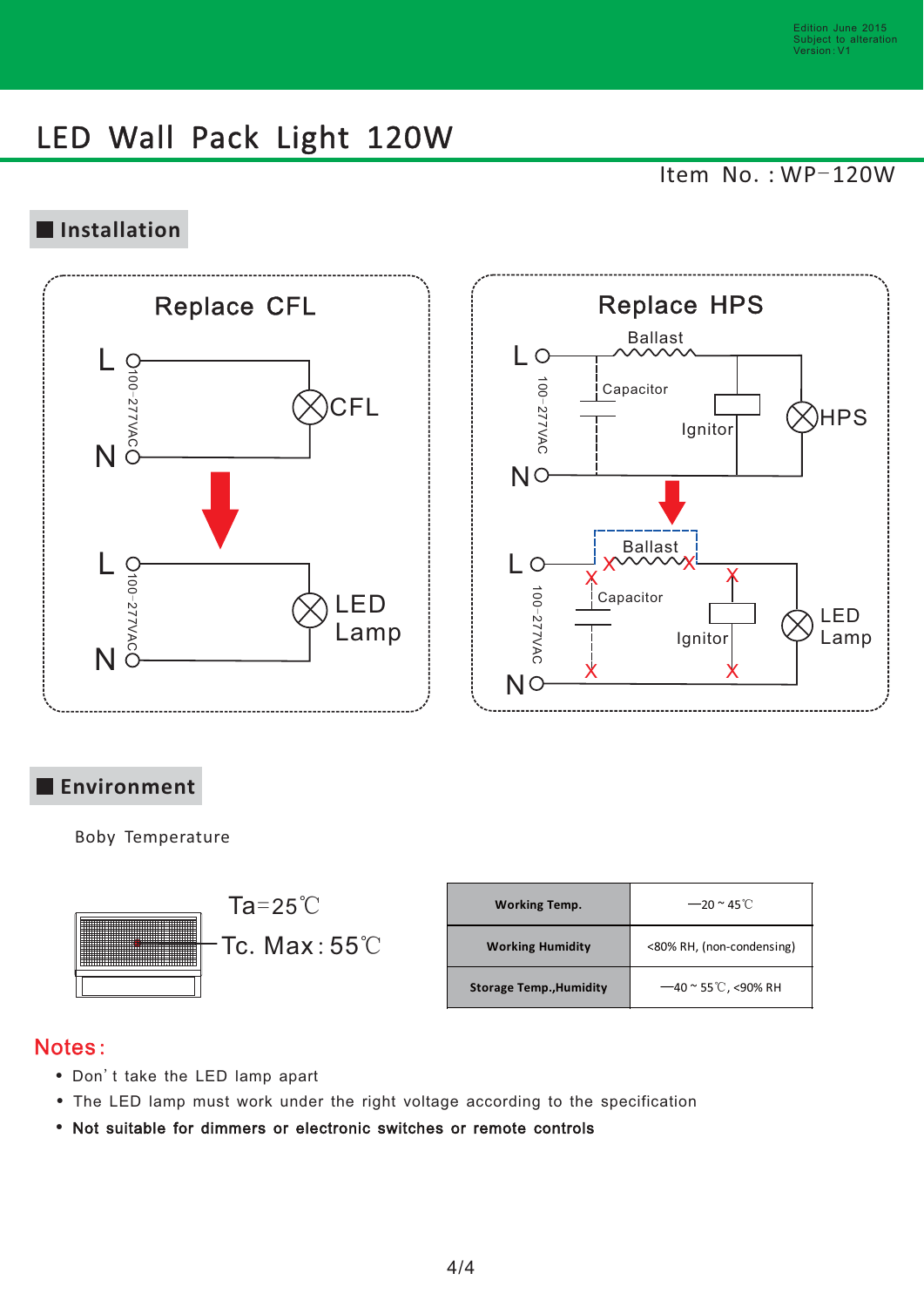# LED Wall Pack Light 120W

Item No. : WP−120W

## Installation

Replace CFL

L
100−277VAC
N
CFL

L
100−277VAC
N
LED Lamp

Replace HPS

L
100−277VAC
N
Ballast
Capacitor
Ignitor
HPS

L
100−277VAC
N
Ballast
Capacitor
Ignitor
LED Lamp

## Environment

Boby Temperature

Ta=25℃
Tc. Max : 55℃

| | |
|---|---|
| **Working Temp.** | —20 ~ 45℃ |
| **Working Humidity** | <80% RH, (non-condensing) |
| **Storage Temp.,Humidity** | —40 ~ 55℃, <90% RH |

## Notes :

- Don' t take the LED lamp apart
- The LED lamp must work under the right voltage according to the specification
- **Not suitable for dimmers or electronic switches or remote controls**